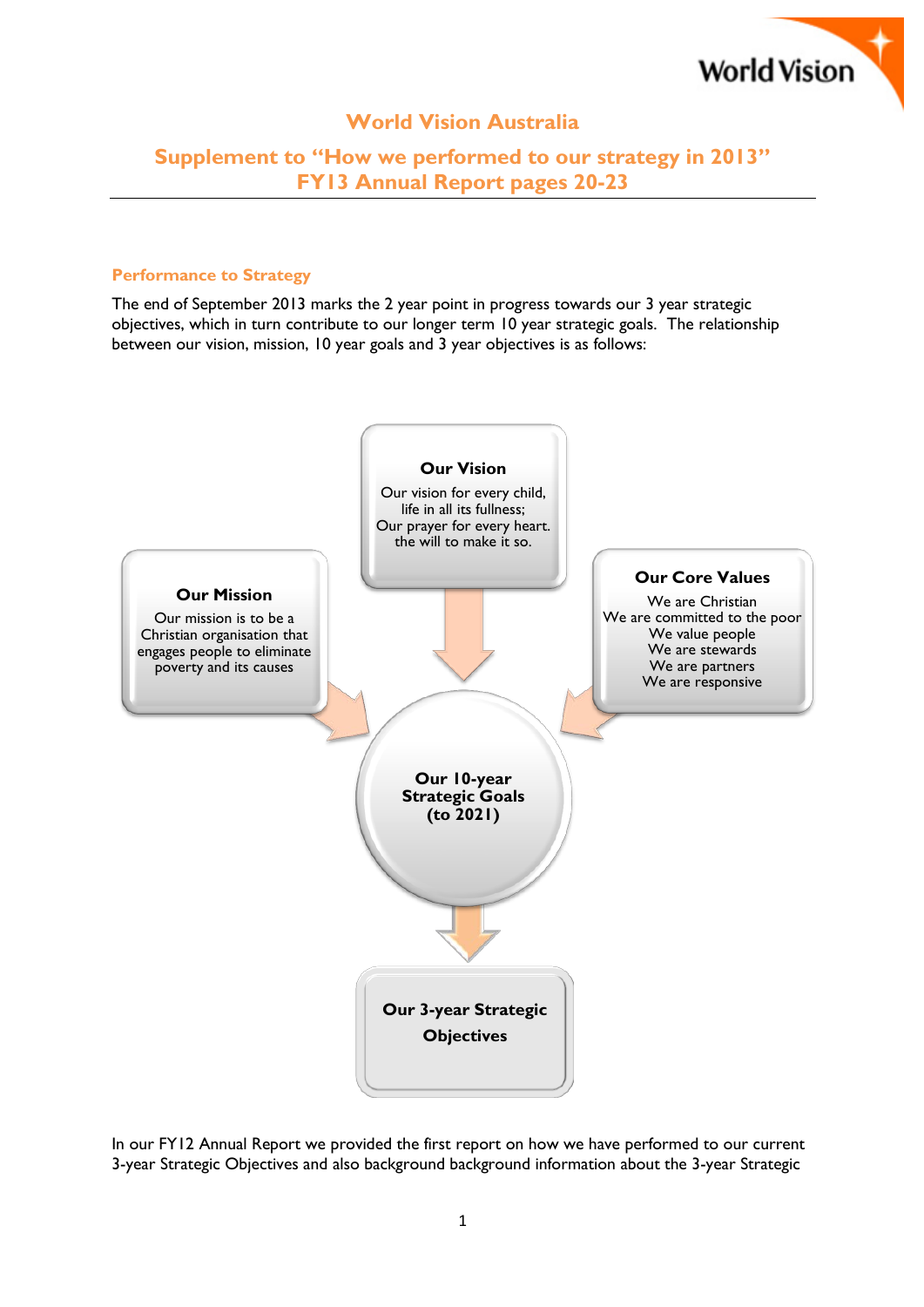# World Vision Australia

## Supplement to "How we performed to our strategy in 2013" FY13 Annual Report pages 20-23

### Performance to Strategy

The end of September 2013 marks the 2 year point in progress towards our 3 year strategic objectives, which in turn contribute to our longer term 10 year strategic goals. The relationship between our vision, mission, 10 year goals and 3 year objectives is as follows:

**Our Vision**

Our vision for every child, life in all its fullness;
Our prayer for every heart. the will to make it so.

**Our Mission**

Our mission is to be a Christian organisation that engages people to eliminate poverty and its causes

**Our Core Values**

We are Christian
We are committed to the poor
We value people
We are stewards
We are partners
We are responsive

**Our 10-year Strategic Goals (to 2021)**

**Our 3-year Strategic Objectives**

In our FY12 Annual Report we provided the first report on how we have performed to our current 3-year Strategic Objectives and also background background information about the 3-year Strategic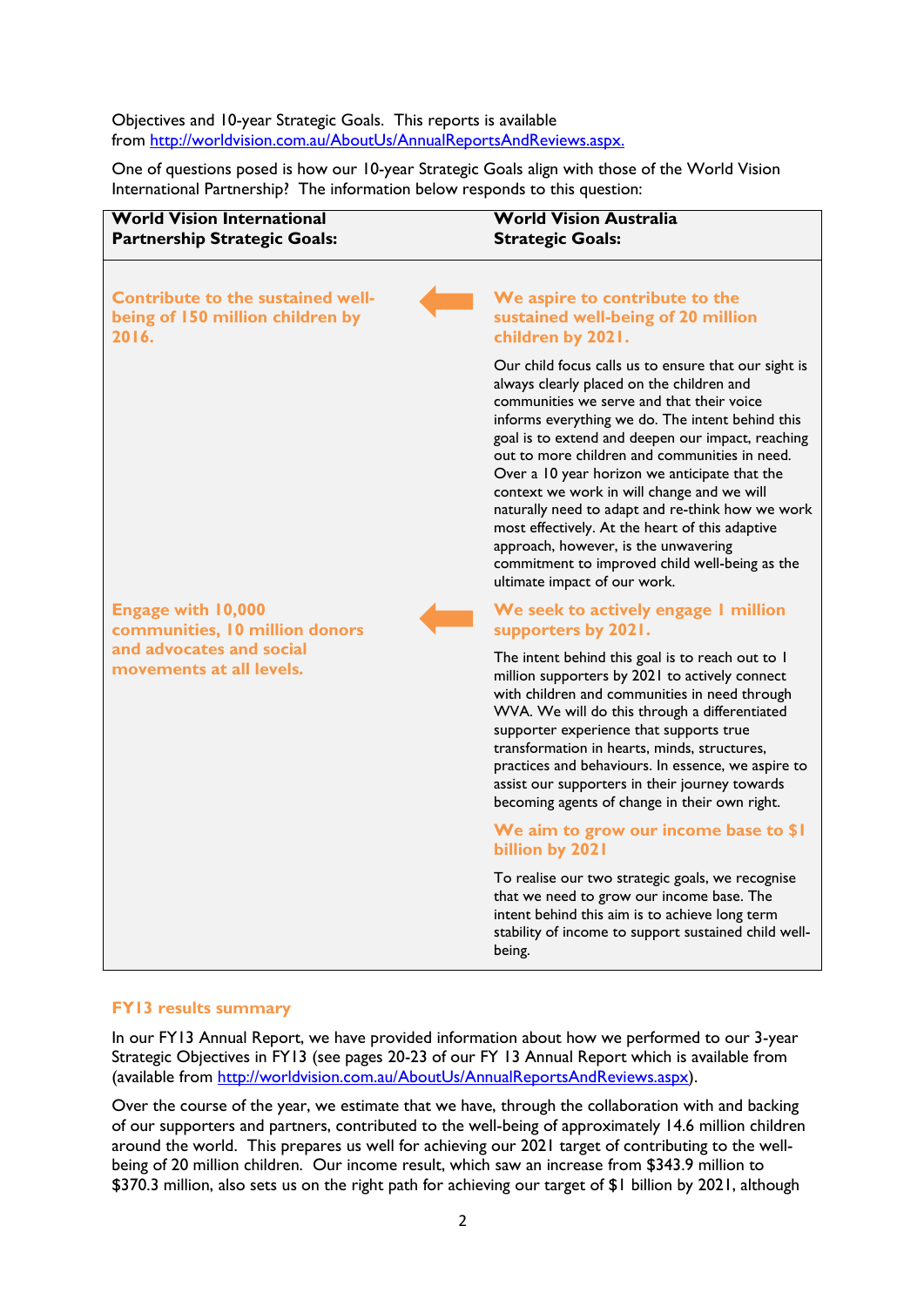Objectives and 10-year Strategic Goals. This reports is available from http://worldvision.com.au/AboutUs/AnnualReportsAndReviews.aspx.

One of questions posed is how our 10-year Strategic Goals align with those of the World Vision International Partnership? The information below responds to this question:

| World Vision International Partnership Strategic Goals: | | World Vision Australia Strategic Goals: |
|---|---|---|
| **Contribute to the sustained well-being of 150 million children by 2016.** | ← | **We aspire to contribute to the sustained well-being of 20 million children by 2021.** Our child focus calls us to ensure that our sight is always clearly placed on the children and communities we serve and that their voice informs everything we do. The intent behind this goal is to extend and deepen our impact, reaching out to more children and communities in need. Over a 10 year horizon we anticipate that the context we work in will change and we will naturally need to adapt and re-think how we work most effectively. At the heart of this adaptive approach, however, is the unwavering commitment to improved child well-being as the ultimate impact of our work. |
| **Engage with 10,000 communities, 10 million donors and advocates and social movements at all levels.** | ← | **We seek to actively engage 1 million supporters by 2021.** The intent behind this goal is to reach out to 1 million supporters by 2021 to actively connect with children and communities in need through WVA. We will do this through a differentiated supporter experience that supports true transformation in hearts, minds, structures, practices and behaviours. In essence, we aspire to assist our supporters in their journey towards becoming agents of change in their own right. |
| | | **We aim to grow our income base to $1 billion by 2021** To realise our two strategic goals, we recognise that we need to grow our income base. The intent behind this aim is to achieve long term stability of income to support sustained child well-being. |

## FY13 results summary

In our FY13 Annual Report, we have provided information about how we performed to our 3-year Strategic Objectives in FY13 (see pages 20-23 of our FY 13 Annual Report which is available from (available from http://worldvision.com.au/AboutUs/AnnualReportsAndReviews.aspx).

Over the course of the year, we estimate that we have, through the collaboration with and backing of our supporters and partners, contributed to the well-being of approximately 14.6 million children around the world. This prepares us well for achieving our 2021 target of contributing to the well-being of 20 million children. Our income result, which saw an increase from $343.9 million to $370.3 million, also sets us on the right path for achieving our target of $1 billion by 2021, although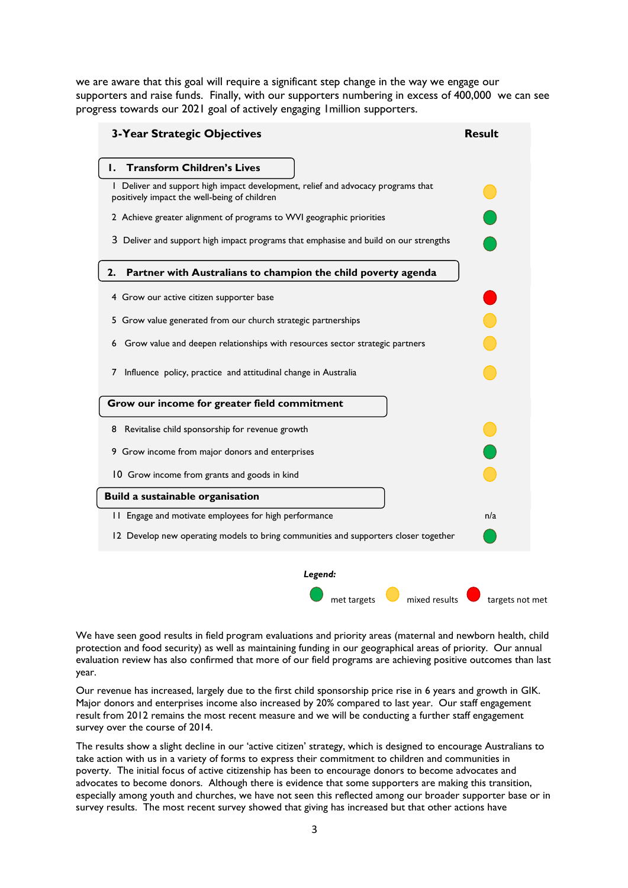we are aware that this goal will require a significant step change in the way we engage our supporters and raise funds. Finally, with our supporters numbering in excess of 400,000 we can see progress towards our 2021 goal of actively engaging 1million supporters.

| 3-Year Strategic Objectives | Result |
|---|---|
| **1. Transform Children's Lives** | |
| 1 Deliver and support high impact development, relief and advocacy programs that positively impact the well-being of children | mixed results |
| 2 Achieve greater alignment of programs to WVI geographic priorities | met targets |
| 3 Deliver and support high impact programs that emphasise and build on our strengths | met targets |
| **2. Partner with Australians to champion the child poverty agenda** | |
| 4 Grow our active citizen supporter base | targets not met |
| 5 Grow value generated from our church strategic partnerships | mixed results |
| 6 Grow value and deepen relationships with resources sector strategic partners | mixed results |
| 7 Influence policy, practice and attitudinal change in Australia | mixed results |
| **Grow our income for greater field commitment** | |
| 8 Revitalise child sponsorship for revenue growth | mixed results |
| 9 Grow income from major donors and enterprises | met targets |
| 10 Grow income from grants and goods in kind | mixed results |
| **Build a sustainable organisation** | |
| 11 Engage and motivate employees for high performance | n/a |
| 12 Develop new operating models to bring communities and supporters closer together | met targets |

***Legend:*** green = met targets; yellow = mixed results; red = targets not met

We have seen good results in field program evaluations and priority areas (maternal and newborn health, child protection and food security) as well as maintaining funding in our geographical areas of priority. Our annual evaluation review has also confirmed that more of our field programs are achieving positive outcomes than last year.

Our revenue has increased, largely due to the first child sponsorship price rise in 6 years and growth in GIK. Major donors and enterprises income also increased by 20% compared to last year. Our staff engagement result from 2012 remains the most recent measure and we will be conducting a further staff engagement survey over the course of 2014.

The results show a slight decline in our 'active citizen' strategy, which is designed to encourage Australians to take action with us in a variety of forms to express their commitment to children and communities in poverty. The initial focus of active citizenship has been to encourage donors to become advocates and advocates to become donors. Although there is evidence that some supporters are making this transition, especially among youth and churches, we have not seen this reflected among our broader supporter base or in survey results. The most recent survey showed that giving has increased but that other actions have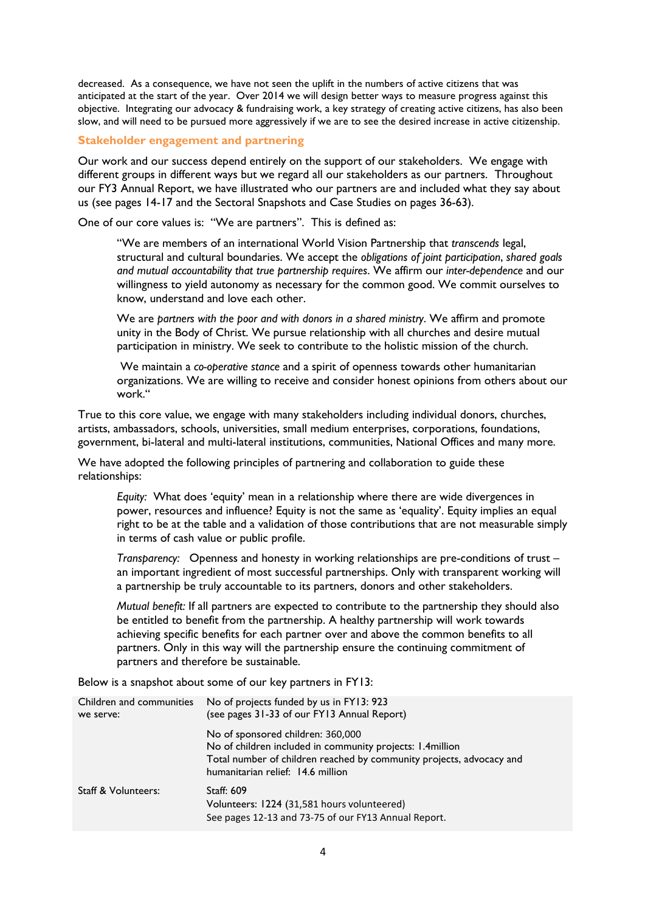decreased. As a consequence, we have not seen the uplift in the numbers of active citizens that was anticipated at the start of the year. Over 2014 we will design better ways to measure progress against this objective. Integrating our advocacy & fundraising work, a key strategy of creating active citizens, has also been slow, and will need to be pursued more aggressively if we are to see the desired increase in active citizenship.

### Stakeholder engagement and partnering

Our work and our success depend entirely on the support of our stakeholders. We engage with different groups in different ways but we regard all our stakeholders as our partners. Throughout our FY3 Annual Report, we have illustrated who our partners are and included what they say about us (see pages 14-17 and the Sectoral Snapshots and Case Studies on pages 36-63).

One of our core values is: "We are partners". This is defined as:

> "We are members of an international World Vision Partnership that *transcends* legal, structural and cultural boundaries. We accept the *obligations of joint participation*, *shared goals and mutual accountability that true partnership requires*. We affirm our *inter-dependence* and our willingness to yield autonomy as necessary for the common good. We commit ourselves to know, understand and love each other.
>
> We are *partners with the poor and with donors in a shared ministry*. We affirm and promote unity in the Body of Christ. We pursue relationship with all churches and desire mutual participation in ministry. We seek to contribute to the holistic mission of the church.
>
> We maintain a *co-operative stance* and a spirit of openness towards other humanitarian organizations. We are willing to receive and consider honest opinions from others about our work."

True to this core value, we engage with many stakeholders including individual donors, churches, artists, ambassadors, schools, universities, small medium enterprises, corporations, foundations, government, bi-lateral and multi-lateral institutions, communities, National Offices and many more.

We have adopted the following principles of partnering and collaboration to guide these relationships:

> *Equity:* What does 'equity' mean in a relationship where there are wide divergences in power, resources and influence? Equity is not the same as 'equality'. Equity implies an equal right to be at the table and a validation of those contributions that are not measurable simply in terms of cash value or public profile.
>
> *Transparency:* Openness and honesty in working relationships are pre-conditions of trust – an important ingredient of most successful partnerships. Only with transparent working will a partnership be truly accountable to its partners, donors and other stakeholders.
>
> *Mutual benefit:* If all partners are expected to contribute to the partnership they should also be entitled to benefit from the partnership. A healthy partnership will work towards achieving specific benefits for each partner over and above the common benefits to all partners. Only in this way will the partnership ensure the continuing commitment of partners and therefore be sustainable.

Below is a snapshot about some of our key partners in FY13:

| | |
|---|---|
| Children and communities we serve: | No of projects funded by us in FY13: 923<br>(see pages 31-33 of our FY13 Annual Report)<br><br>No of sponsored children: 360,000<br>No of children included in community projects: 1.4million<br>Total number of children reached by community projects, advocacy and humanitarian relief: 14.6 million |
| Staff & Volunteers: | Staff: 609<br>Volunteers: 1224 (31,581 hours volunteered)<br>See pages 12-13 and 73-75 of our FY13 Annual Report. |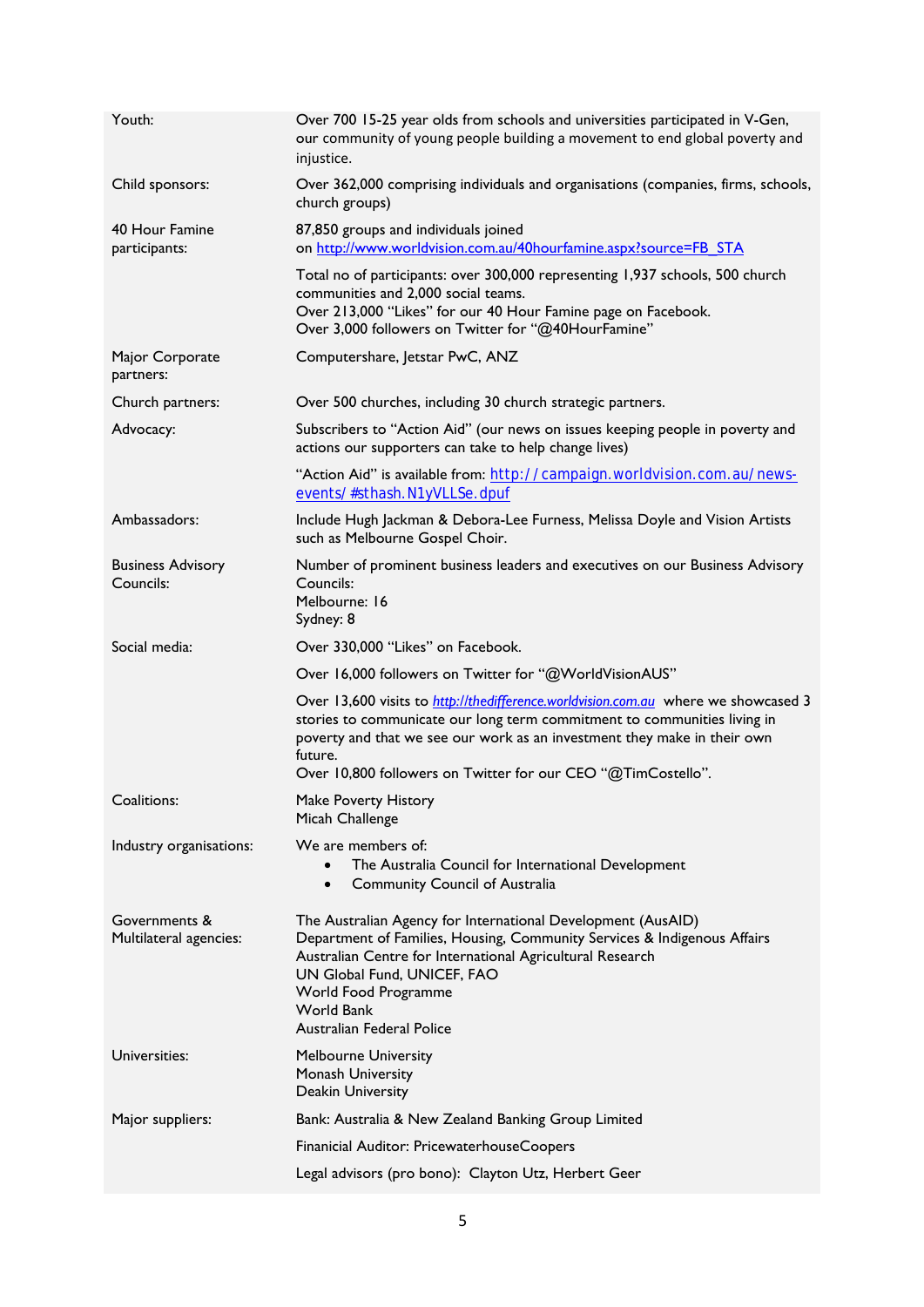| | |
|---|---|
| Youth: | Over 700 15-25 year olds from schools and universities participated in V-Gen, our community of young people building a movement to end global poverty and injustice. |
| Child sponsors: | Over 362,000 comprising individuals and organisations (companies, firms, schools, church groups) |
| 40 Hour Famine participants: | 87,850 groups and individuals joined on http://www.worldvision.com.au/40hourfamine.aspx?source=FB_STA |
| | Total no of participants: over 300,000 representing 1,937 schools, 500 church communities and 2,000 social teams.<br>Over 213,000 "Likes" for our 40 Hour Famine page on Facebook.<br>Over 3,000 followers on Twitter for "@40HourFamine" |
| Major Corporate partners: | Computershare, Jetstar PwC, ANZ |
| Church partners: | Over 500 churches, including 30 church strategic partners. |
| Advocacy: | Subscribers to "Action Aid" (our news on issues keeping people in poverty and actions our supporters can take to help change lives) |
| | "Action Aid" is available from: http://campaign.worldvision.com.au/news-events/#sthash.N1yVLLSe.dpuf |
| Ambassadors: | Include Hugh Jackman & Debora-Lee Furness, Melissa Doyle and Vision Artists such as Melbourne Gospel Choir. |
| Business Advisory Councils: | Number of prominent business leaders and executives on our Business Advisory Councils:<br>Melbourne: 16<br>Sydney: 8 |
| Social media: | Over 330,000 "Likes" on Facebook. |
| | Over 16,000 followers on Twitter for "@WorldVisionAUS" |
| | Over 13,600 visits to *http://thedifference.worldvision.com.au* where we showcased 3 stories to communicate our long term commitment to communities living in poverty and that we see our work as an investment they make in their own future.<br>Over 10,800 followers on Twitter for our CEO "@TimCostello". |
| Coalitions: | Make Poverty History<br>Micah Challenge |
| Industry organisations: | We are members of:<br>• The Australia Council for International Development<br>• Community Council of Australia |
| Governments & Multilateral agencies: | The Australian Agency for International Development (AusAID)<br>Department of Families, Housing, Community Services & Indigenous Affairs<br>Australian Centre for International Agricultural Research<br>UN Global Fund, UNICEF, FAO<br>World Food Programme<br>World Bank<br>Australian Federal Police |
| Universities: | Melbourne University<br>Monash University<br>Deakin University |
| Major suppliers: | Bank: Australia & New Zealand Banking Group Limited |
| | Finanicial Auditor: PricewaterhouseCoopers |
| | Legal advisors (pro bono): Clayton Utz, Herbert Geer |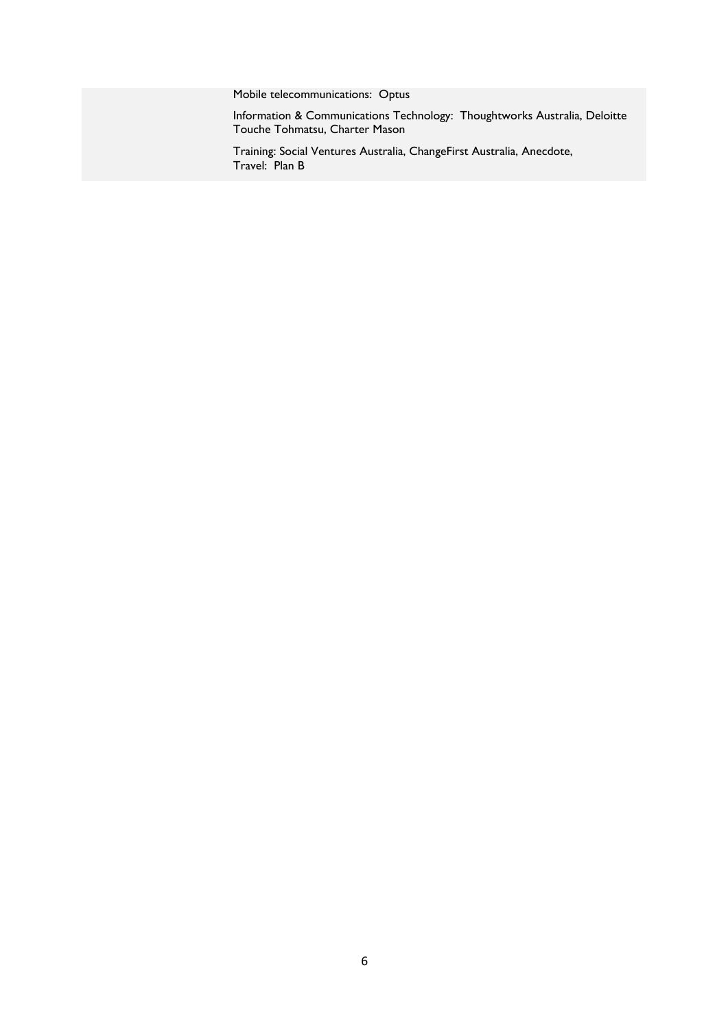Mobile telecommunications:  Optus

Information & Communications Technology:  Thoughtworks Australia, Deloitte Touche Tohmatsu, Charter Mason

Training: Social Ventures Australia, ChangeFirst Australia, Anecdote,
Travel:  Plan B